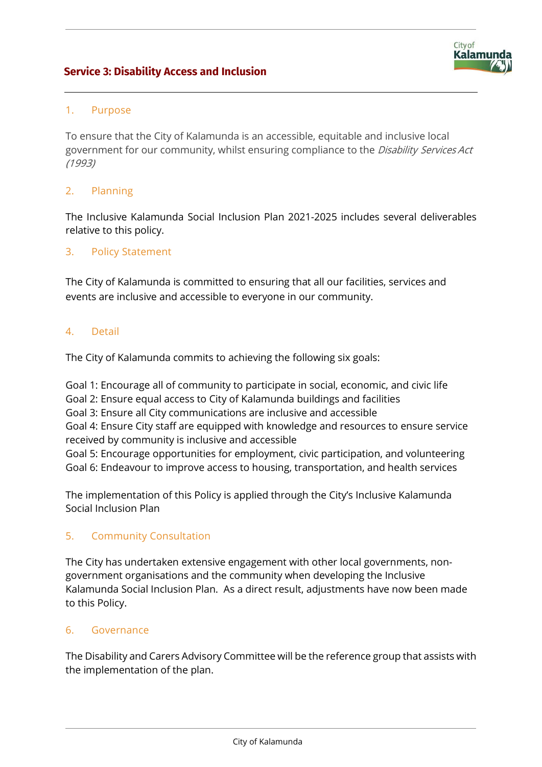## Service 3: Disability Access and Inclusion

### 1. Purpose

To ensure that the City of Kalamunda is an accessible, equitable and inclusive local government for our community, whilst ensuring compliance to the *Disability Services Act (1993)*

### 2. Planning

The Inclusive Kalamunda Social Inclusion Plan 2021-2025 includes several deliverables relative to this policy.

### 3. Policy Statement

The City of Kalamunda is committed to ensuring that all our facilities, services and events are inclusive and accessible to everyone in our community.

### 4. Detail

The City of Kalamunda commits to achieving the following six goals:

Goal 1: Encourage all of community to participate in social, economic, and civic life
Goal 2: Ensure equal access to City of Kalamunda buildings and facilities
Goal 3: Ensure all City communications are inclusive and accessible
Goal 4: Ensure City staff are equipped with knowledge and resources to ensure service received by community is inclusive and accessible
Goal 5: Encourage opportunities for employment, civic participation, and volunteering
Goal 6: Endeavour to improve access to housing, transportation, and health services

The implementation of this Policy is applied through the City's Inclusive Kalamunda Social Inclusion Plan

### 5. Community Consultation

The City has undertaken extensive engagement with other local governments, non-government organisations and the community when developing the Inclusive Kalamunda Social Inclusion Plan. As a direct result, adjustments have now been made to this Policy.

### 6. Governance

The Disability and Carers Advisory Committee will be the reference group that assists with the implementation of the plan.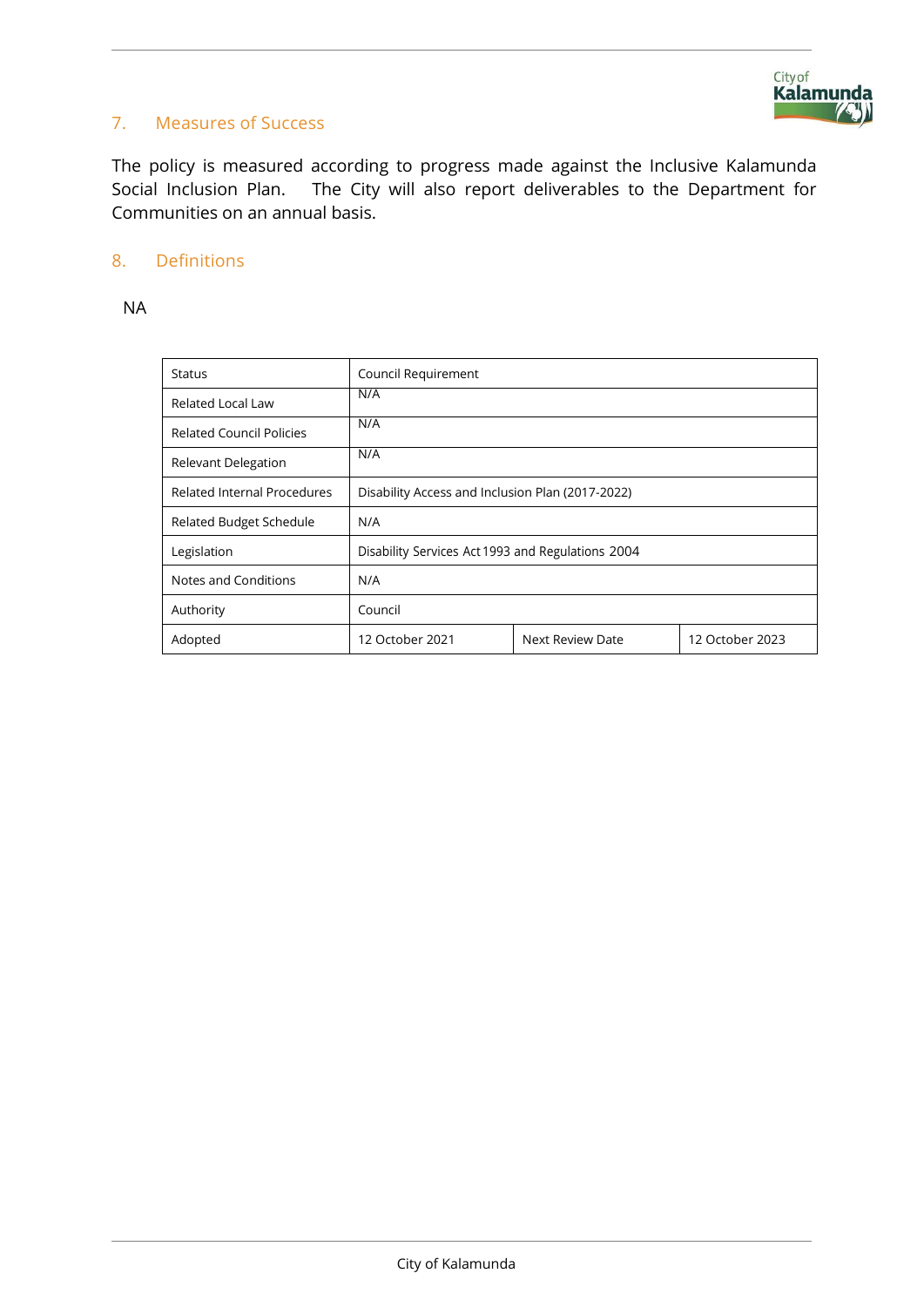## 7. Measures of Success

The policy is measured according to progress made against the Inclusive Kalamunda Social Inclusion Plan. The City will also report deliverables to the Department for Communities on an annual basis.

## 8. Definitions

NA

| | | | |
|---|---|---|---|
| Status | Council Requirement | | |
| Related Local Law | N/A | | |
| Related Council Policies | N/A | | |
| Relevant Delegation | N/A | | |
| Related Internal Procedures | Disability Access and Inclusion Plan (2017-2022) | | |
| Related Budget Schedule | N/A | | |
| Legislation | Disability Services Act 1993 and Regulations 2004 | | |
| Notes and Conditions | N/A | | |
| Authority | Council | | |
| Adopted | 12 October 2021 | Next Review Date | 12 October 2023 |